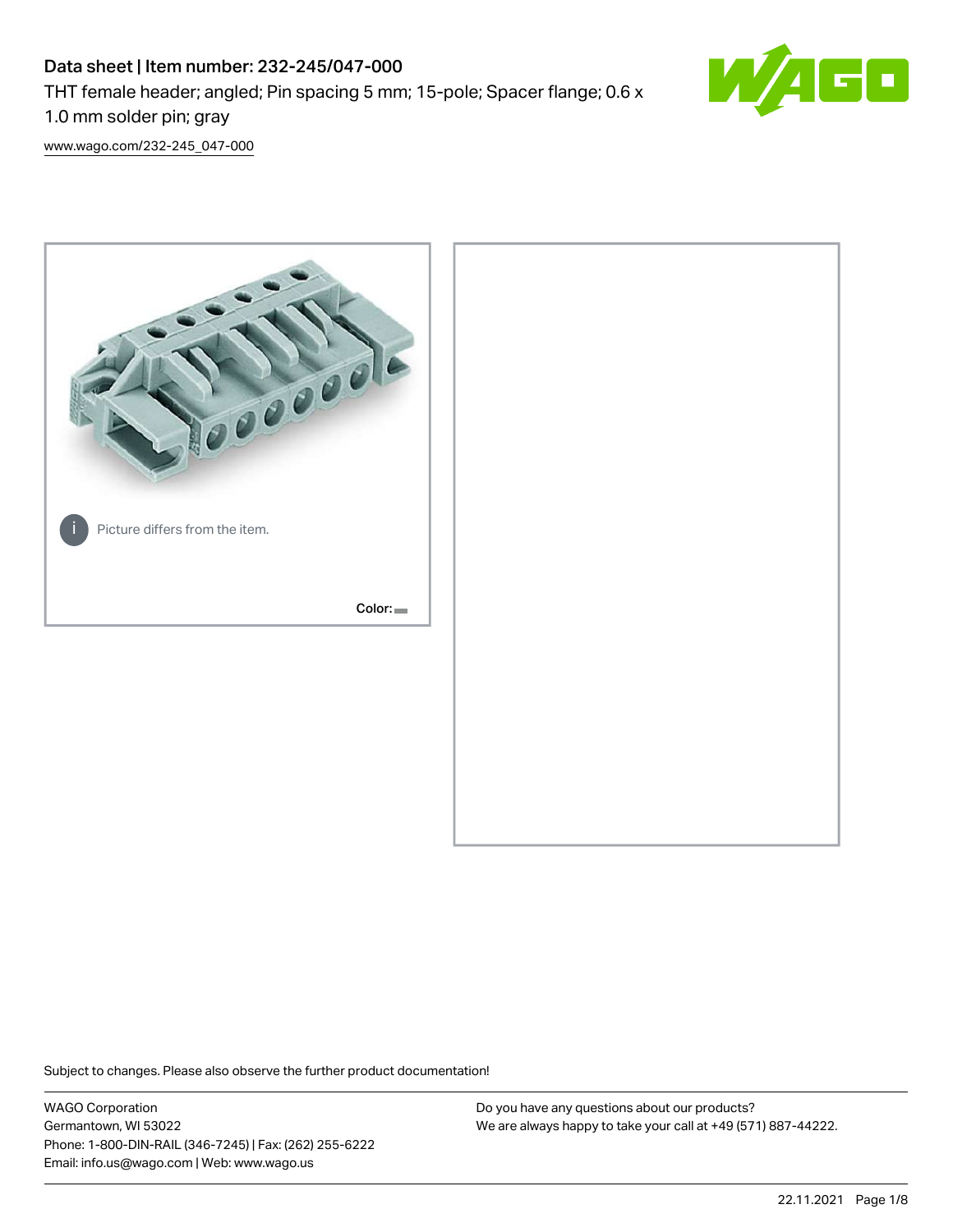# Data sheet | Item number: 232-245/047-000

THT female header; angled; Pin spacing 5 mm; 15-pole; Spacer flange; 0.6 x 1.0 mm solder pin; gray

www.wago.com/232-245_047-000

Picture differs from the item.

Color:

Subject to changes. Please also observe the further product documentation!

WAGO Corporation
Germantown, WI 53022
Phone: 1-800-DIN-RAIL (346-7245) | Fax: (262) 255-6222
Email: info.us@wago.com | Web: www.wago.us

Do you have any questions about our products?
We are always happy to take your call at +49 (571) 887-44222.

22.11.2021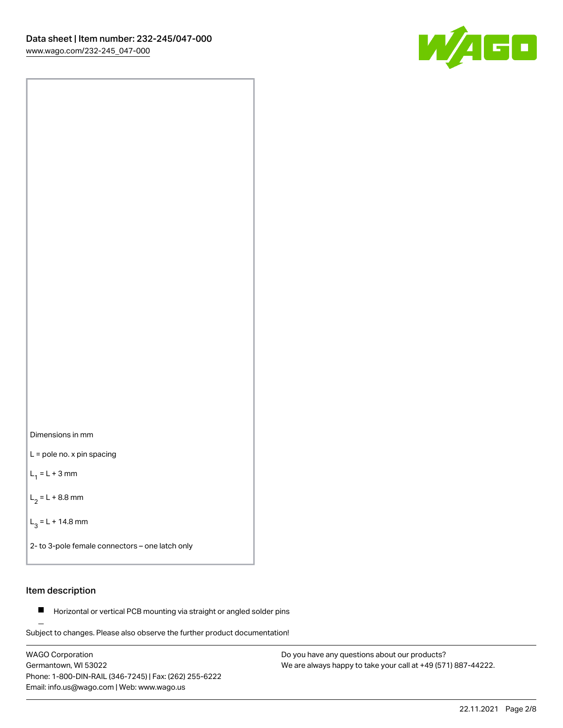Dimensions in mm

L = pole no. x pin spacing

$L_1$ = L + 3 mm

$L_2$ = L + 8.8 mm

$L_3$ = L + 14.8 mm

2- to 3-pole female connectors – one latch only

## Item description

- Horizontal or vertical PCB mounting via straight or angled solder pins

Subject to changes. Please also observe the further product documentation!

WAGO Corporation
Germantown, WI 53022
Phone: 1-800-DIN-RAIL (346-7245) | Fax: (262) 255-6222
Email: info.us@wago.com | Web: www.wago.us

Do you have any questions about our products?
We are always happy to take your call at +49 (571) 887-44222.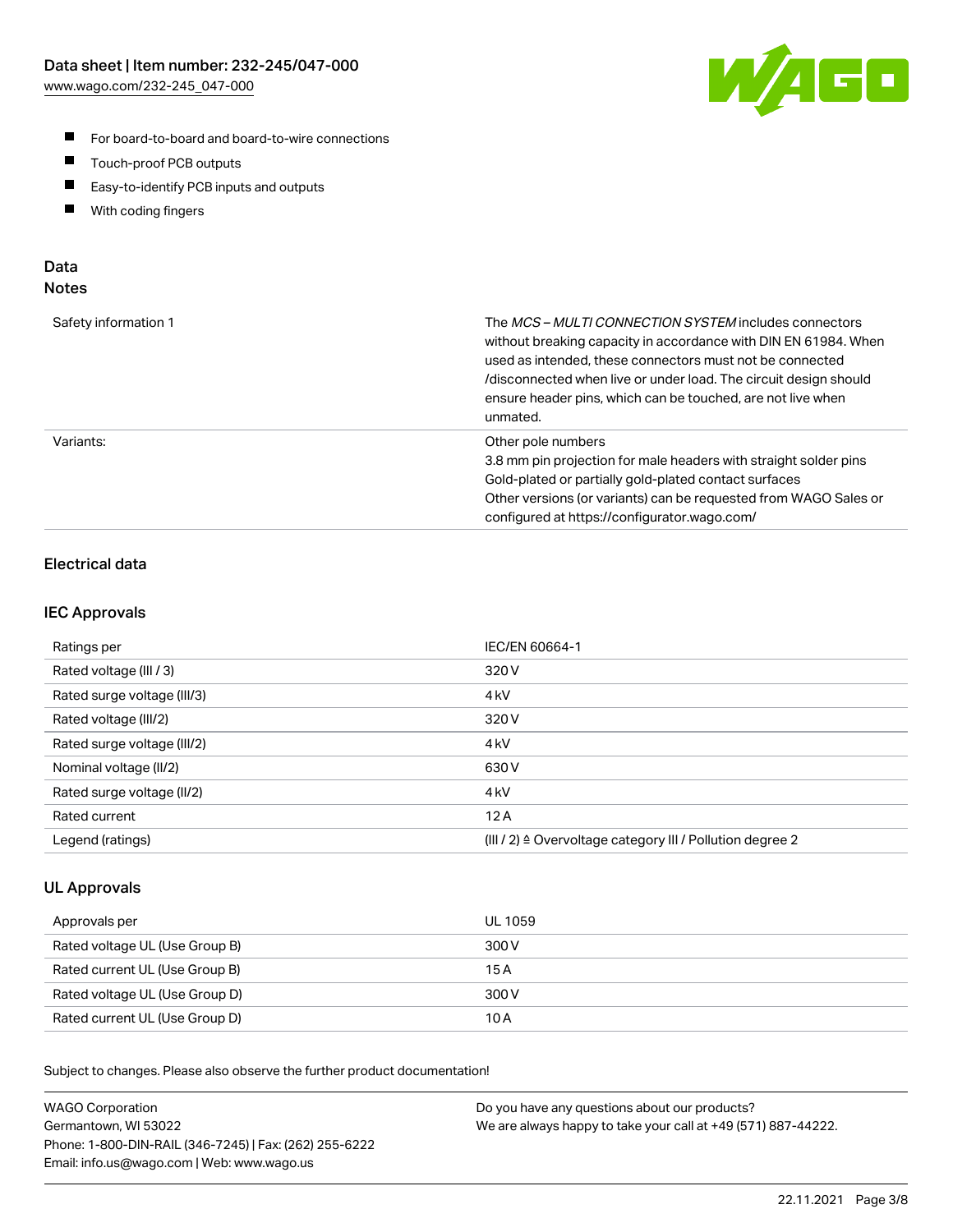- For board-to-board and board-to-wire connections
- Touch-proof PCB outputs
- Easy-to-identify PCB inputs and outputs
- With coding fingers

## Data
### Notes

| | |
|---|---|
| Safety information 1 | The *MCS – MULTI CONNECTION SYSTEM* includes connectors without breaking capacity in accordance with DIN EN 61984. When used as intended, these connectors must not be connected /disconnected when live or under load. The circuit design should ensure header pins, which can be touched, are not live when unmated. |
| Variants: | Other pole numbers<br>3.8 mm pin projection for male headers with straight solder pins<br>Gold-plated or partially gold-plated contact surfaces<br>Other versions (or variants) can be requested from WAGO Sales or configured at https://configurator.wago.com/ |

### Electrical data

### IEC Approvals

| | |
|---|---|
| Ratings per | IEC/EN 60664-1 |
| Rated voltage (III / 3) | 320 V |
| Rated surge voltage (III/3) | 4 kV |
| Rated voltage (III/2) | 320 V |
| Rated surge voltage (III/2) | 4 kV |
| Nominal voltage (II/2) | 630 V |
| Rated surge voltage (II/2) | 4 kV |
| Rated current | 12 A |
| Legend (ratings) | (III / 2) ≙ Overvoltage category III / Pollution degree 2 |

### UL Approvals

| | |
|---|---|
| Approvals per | UL 1059 |
| Rated voltage UL (Use Group B) | 300 V |
| Rated current UL (Use Group B) | 15 A |
| Rated voltage UL (Use Group D) | 300 V |
| Rated current UL (Use Group D) | 10 A |

Subject to changes. Please also observe the further product documentation!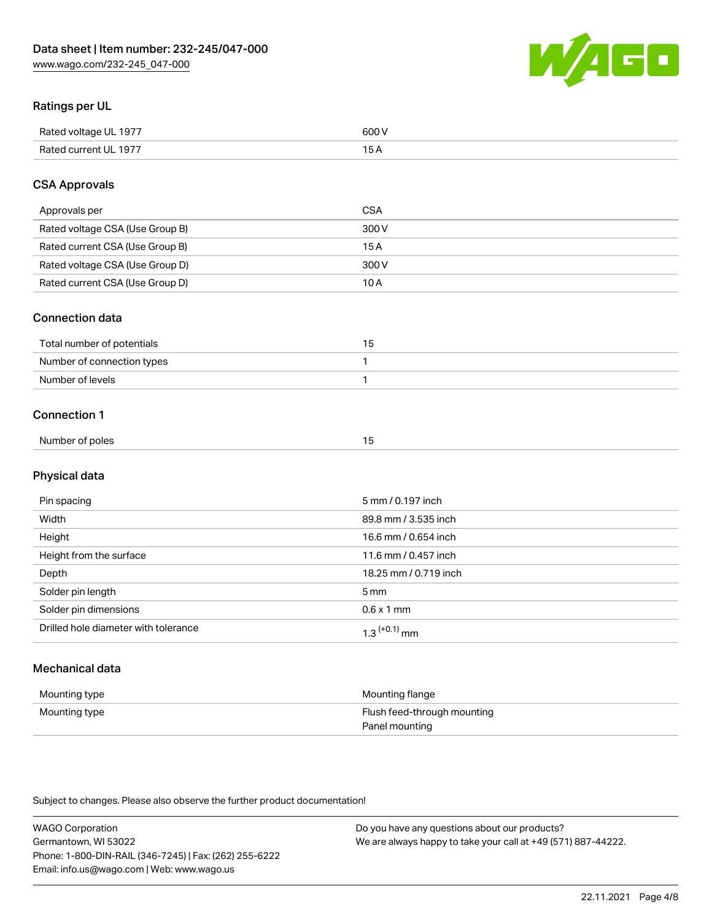## Ratings per UL

| | |
|---|---|
| Rated voltage UL 1977 | 600 V |
| Rated current UL 1977 | 15 A |

## CSA Approvals

| | |
|---|---|
| Approvals per | CSA |
| Rated voltage CSA (Use Group B) | 300 V |
| Rated current CSA (Use Group B) | 15 A |
| Rated voltage CSA (Use Group D) | 300 V |
| Rated current CSA (Use Group D) | 10 A |

## Connection data

| | |
|---|---|
| Total number of potentials | 15 |
| Number of connection types | 1 |
| Number of levels | 1 |

## Connection 1

| | |
|---|---|
| Number of poles | 15 |

## Physical data

| | |
|---|---|
| Pin spacing | 5 mm / 0.197 inch |
| Width | 89.8 mm / 3.535 inch |
| Height | 16.6 mm / 0.654 inch |
| Height from the surface | 11.6 mm / 0.457 inch |
| Depth | 18.25 mm / 0.719 inch |
| Solder pin length | 5 mm |
| Solder pin dimensions | 0.6 x 1 mm |
| Drilled hole diameter with tolerance | $1.3^{(+0.1)}$ mm |

## Mechanical data

| | |
|---|---|
| Mounting type | Mounting flange |
| Mounting type | Flush feed-through mounting<br>Panel mounting |

Subject to changes. Please also observe the further product documentation!

WAGO Corporation
Germantown, WI 53022
Phone: 1-800-DIN-RAIL (346-7245) | Fax: (262) 255-6222
Email: info.us@wago.com | Web: www.wago.us

Do you have any questions about our products?
We are always happy to take your call at +49 (571) 887-44222.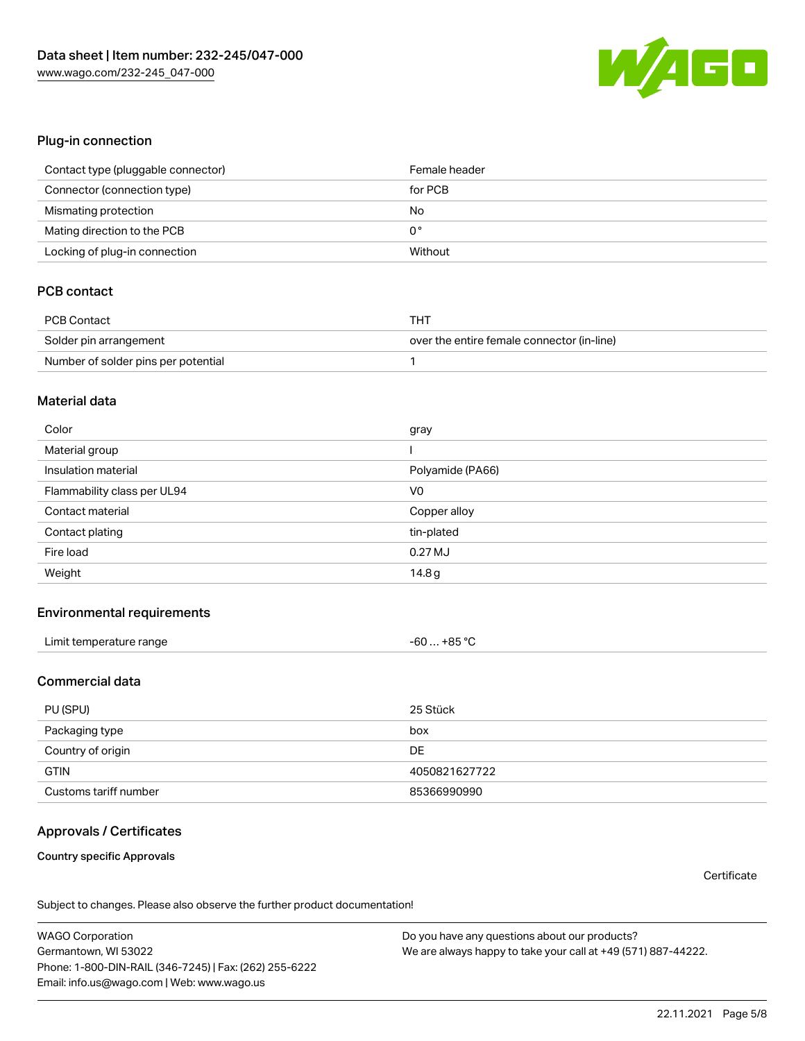## Plug-in connection

| | |
|---|---|
| Contact type (pluggable connector) | Female header |
| Connector (connection type) | for PCB |
| Mismating protection | No |
| Mating direction to the PCB | 0 ° |
| Locking of plug-in connection | Without |

## PCB contact

| | |
|---|---|
| PCB Contact | THT |
| Solder pin arrangement | over the entire female connector (in-line) |
| Number of solder pins per potential | 1 |

## Material data

| | |
|---|---|
| Color | gray |
| Material group | I |
| Insulation material | Polyamide (PA66) |
| Flammability class per UL94 | V0 |
| Contact material | Copper alloy |
| Contact plating | tin-plated |
| Fire load | 0.27 MJ |
| Weight | 14.8 g |

## Environmental requirements

| | |
|---|---|
| Limit temperature range | -60 … +85 °C |

## Commercial data

| | |
|---|---|
| PU (SPU) | 25 Stück |
| Packaging type | box |
| Country of origin | DE |
| GTIN | 4050821627722 |
| Customs tariff number | 85366990990 |

## Approvals / Certificates

**Country specific Approvals**

Certificate

Subject to changes. Please also observe the further product documentation!

WAGO Corporation
Germantown, WI 53022
Phone: 1-800-DIN-RAIL (346-7245) | Fax: (262) 255-6222
Email: info.us@wago.com | Web: www.wago.us

Do you have any questions about our products?
We are always happy to take your call at +49 (571) 887-44222.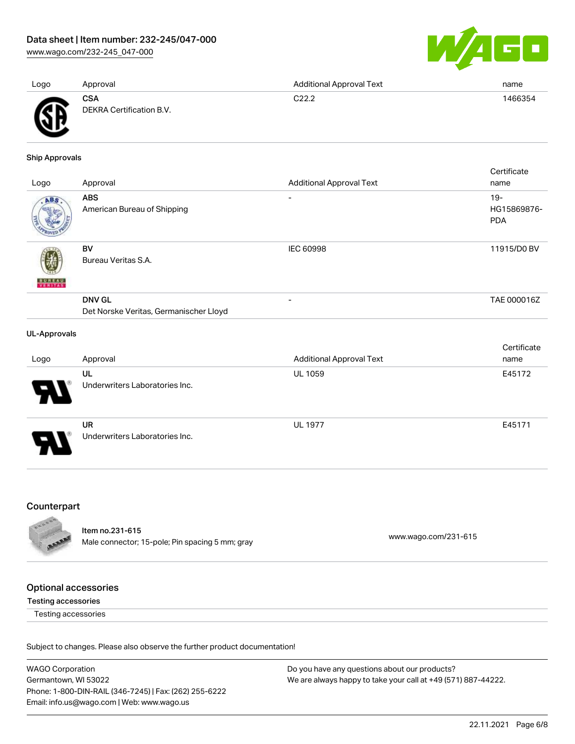| Logo | Approval | Additional Approval Text | name |
| --- | --- | --- | --- |
| | **CSA**<br>DEKRA Certification B.V. | C22.2 | 1466354 |

#### Ship Approvals

| Logo | Approval | Additional Approval Text | Certificate name |
| --- | --- | --- | --- |
| | **ABS**<br>American Bureau of Shipping | - | 19-HG15869876-PDA |
| | **BV**<br>Bureau Veritas S.A. | IEC 60998 | 11915/D0 BV |
| | **DNV GL**<br>Det Norske Veritas, Germanischer Lloyd | - | TAE 000016Z |

#### UL-Approvals

| Logo | Approval | Additional Approval Text | Certificate name |
| --- | --- | --- | --- |
| | **UL**<br>Underwriters Laboratories Inc. | UL 1059 | E45172 |
| | **UR**<br>Underwriters Laboratories Inc. | UL 1977 | E45171 |

## Counterpart

| | | |
| --- | --- | --- |
| | Item no.231-615<br>Male connector; 15-pole; Pin spacing 5 mm; gray | www.wago.com/231-615 |

## Optional accessories

#### Testing accessories

Testing accessories

Subject to changes. Please also observe the further product documentation!

WAGO Corporation
Germantown, WI 53022
Phone: 1-800-DIN-RAIL (346-7245) | Fax: (262) 255-6222
Email: info.us@wago.com | Web: www.wago.us

Do you have any questions about our products?
We are always happy to take your call at +49 (571) 887-44222.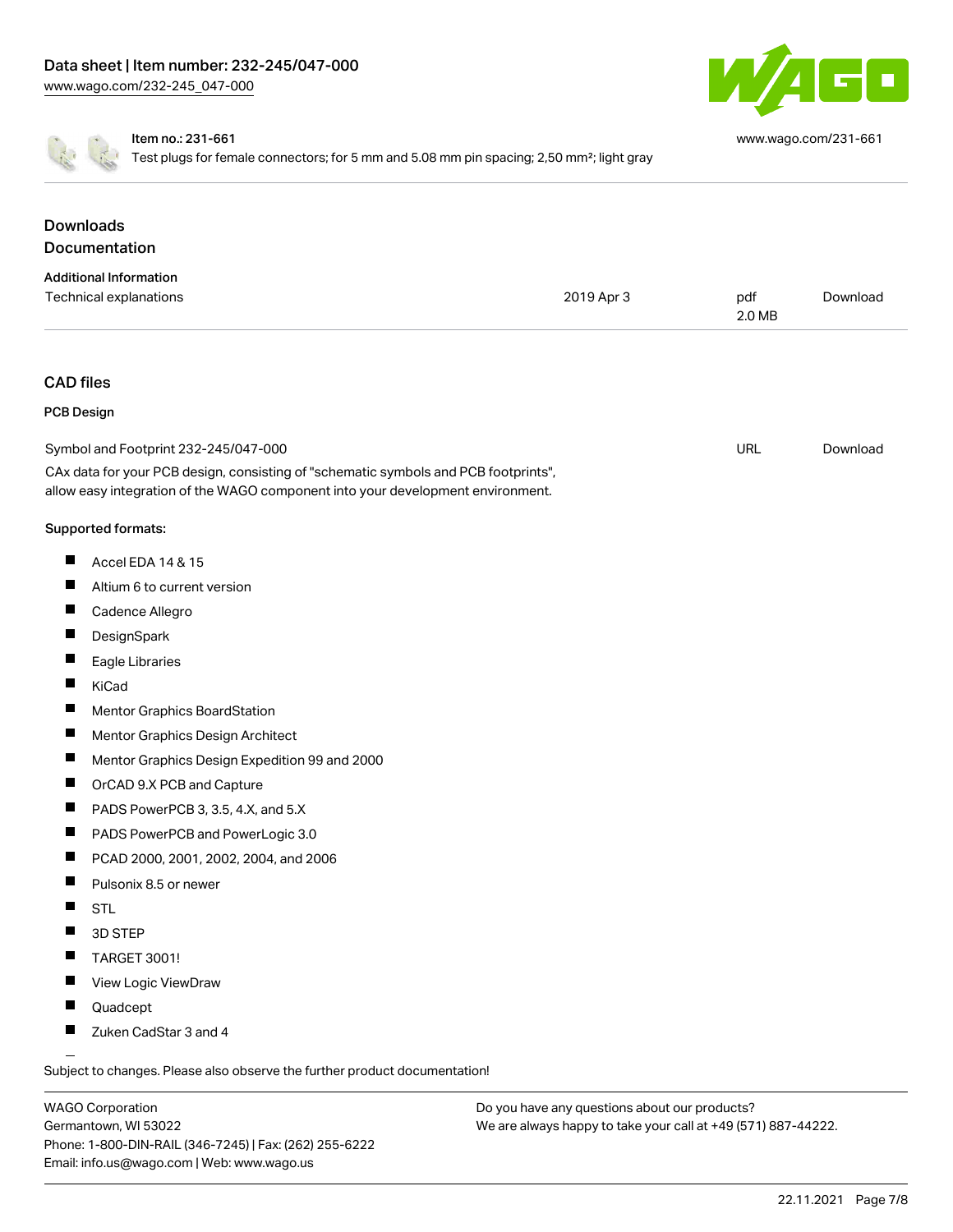Item no.: 231-661

Test plugs for female connectors; for 5 mm and 5.08 mm pin spacing; 2,50 mm²; light gray

www.wago.com/231-661

## Downloads

### Documentation

**Additional Information**

| Technical explanations | 2019 Apr 3 | pdf 2.0 MB | Download |
| --- | --- | --- | --- |

## CAD files

### PCB Design

| Symbol and Footprint 232-245/047-000 | URL | Download |
| --- | --- | --- |

CAx data for your PCB design, consisting of "schematic symbols and PCB footprints", allow easy integration of the WAGO component into your development environment.

Supported formats:

- Accel EDA 14 & 15
- Altium 6 to current version
- Cadence Allegro
- DesignSpark
- Eagle Libraries
- KiCad
- Mentor Graphics BoardStation
- Mentor Graphics Design Architect
- Mentor Graphics Design Expedition 99 and 2000
- OrCAD 9.X PCB and Capture
- PADS PowerPCB 3, 3.5, 4.X, and 5.X
- PADS PowerPCB and PowerLogic 3.0
- PCAD 2000, 2001, 2002, 2004, and 2006
- Pulsonix 8.5 or newer
- STL
- 3D STEP
- TARGET 3001!
- View Logic ViewDraw
- Quadcept
- Zuken CadStar 3 and 4

Subject to changes. Please also observe the further product documentation!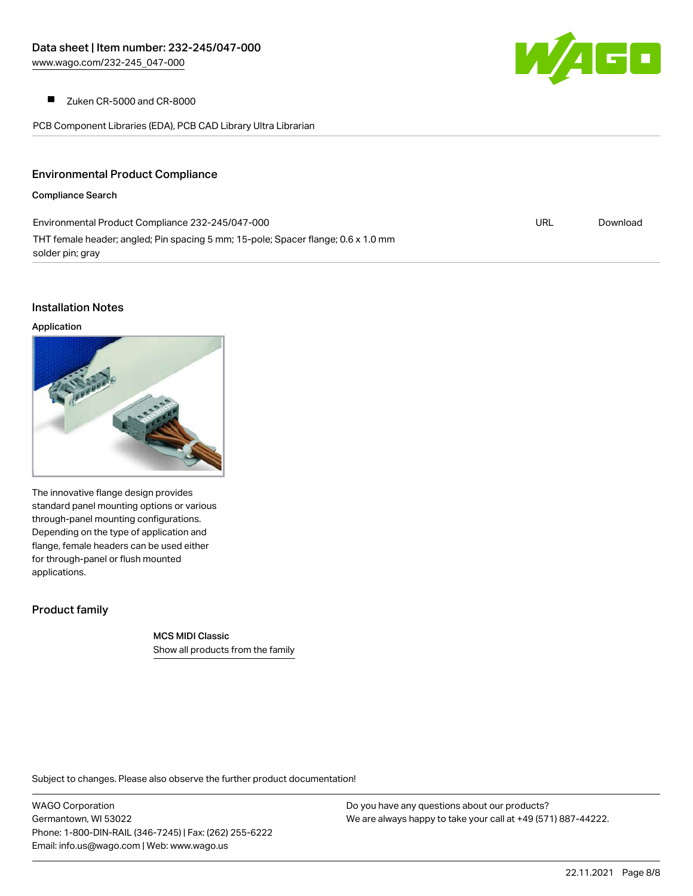- Zuken CR-5000 and CR-8000

PCB Component Libraries (EDA), PCB CAD Library Ultra Librarian

## Environmental Product Compliance

### Compliance Search

| | | |
|---|---|---|
| Environmental Product Compliance 232-245/047-000<br>THT female header; angled; Pin spacing 5 mm; 15-pole; Spacer flange; 0.6 x 1.0 mm solder pin; gray | URL | Download |

## Installation Notes

### Application

The innovative flange design provides standard panel mounting options or various through-panel mounting configurations. Depending on the type of application and flange, female headers can be used either for through-panel or flush mounted applications.

## Product family

MCS MIDI Classic
Show all products from the family

Subject to changes. Please also observe the further product documentation!

WAGO Corporation
Germantown, WI 53022
Phone: 1-800-DIN-RAIL (346-7245) | Fax: (262) 255-6222
Email: info.us@wago.com | Web: www.wago.us

Do you have any questions about our products?
We are always happy to take your call at +49 (571) 887-44222.